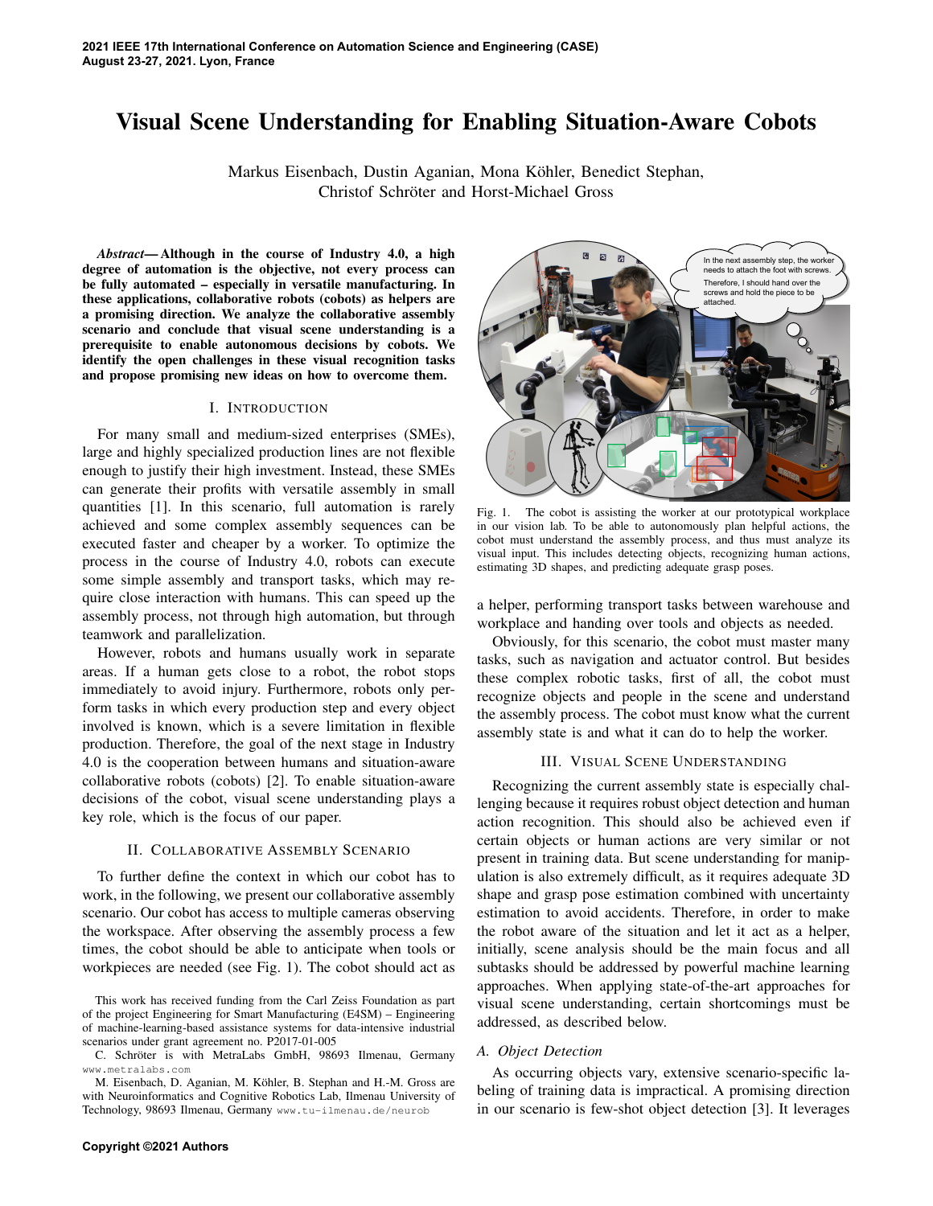# Visual Scene Understanding for Enabling Situation-Aware Cobots

Markus Eisenbach, Dustin Aganian, Mona Köhler, Benedict Stephan, Christof Schröter and Horst-Michael Gross

***Abstract*— Although in the course of Industry 4.0, a high degree of automation is the objective, not every process can be fully automated – especially in versatile manufacturing. In these applications, collaborative robots (cobots) as helpers are a promising direction. We analyze the collaborative assembly scenario and conclude that visual scene understanding is a prerequisite to enable autonomous decisions by cobots. We identify the open challenges in these visual recognition tasks and propose promising new ideas on how to overcome them.**

## I. Introduction

For many small and medium-sized enterprises (SMEs), large and highly specialized production lines are not flexible enough to justify their high investment. Instead, these SMEs can generate their profits with versatile assembly in small quantities [1]. In this scenario, full automation is rarely achieved and some complex assembly sequences can be executed faster and cheaper by a worker. To optimize the process in the course of Industry 4.0, robots can execute some simple assembly and transport tasks, which may require close interaction with humans. This can speed up the assembly process, not through high automation, but through teamwork and parallelization.

However, robots and humans usually work in separate areas. If a human gets close to a robot, the robot stops immediately to avoid injury. Furthermore, robots only perform tasks in which every production step and every object involved is known, which is a severe limitation in flexible production. Therefore, the goal of the next stage in Industry 4.0 is the cooperation between humans and situation-aware collaborative robots (cobots) [2]. To enable situation-aware decisions of the cobot, visual scene understanding plays a key role, which is the focus of our paper.

## II. Collaborative Assembly Scenario

To further define the context in which our cobot has to work, in the following, we present our collaborative assembly scenario. Our cobot has access to multiple cameras observing the workspace. After observing the assembly process a few times, the cobot should be able to anticipate when tools or workpieces are needed (see Fig. 1). The cobot should act as a helper, performing transport tasks between warehouse and workplace and handing over tools and objects as needed.

Fig. 1. The cobot is assisting the worker at our prototypical workplace in our vision lab. To be able to autonomously plan helpful actions, the cobot must understand the assembly process, and thus must analyze its visual input. This includes detecting objects, recognizing human actions, estimating 3D shapes, and predicting adequate grasp poses.

Obviously, for this scenario, the cobot must master many tasks, such as navigation and actuator control. But besides these complex robotic tasks, first of all, the cobot must recognize objects and people in the scene and understand the assembly process. The cobot must know what the current assembly state is and what it can do to help the worker.

## III. Visual Scene Understanding

Recognizing the current assembly state is especially challenging because it requires robust object detection and human action recognition. This should also be achieved even if certain objects or human actions are very similar or not present in training data. But scene understanding for manipulation is also extremely difficult, as it requires adequate 3D shape and grasp pose estimation combined with uncertainty estimation to avoid accidents. Therefore, in order to make the robot aware of the situation and let it act as a helper, initially, scene analysis should be the main focus and all subtasks should be addressed by powerful machine learning approaches. When applying state-of-the-art approaches for visual scene understanding, certain shortcomings must be addressed, as described below.

### A. Object Detection

As occurring objects vary, extensive scenario-specific labeling of training data is impractical. A promising direction in our scenario is few-shot object detection [3]. It leverages

This work has received funding from the Carl Zeiss Foundation as part of the project Engineering for Smart Manufacturing (E4SM) – Engineering of machine-learning-based assistance systems for data-intensive industrial scenarios under grant agreement no. P2017-01-005

C. Schröter is with MetraLabs GmbH, 98693 Ilmenau, Germany www.metralabs.com

M. Eisenbach, D. Aganian, M. Köhler, B. Stephan and H.-M. Gross are with Neuroinformatics and Cognitive Robotics Lab, Ilmenau University of Technology, 98693 Ilmenau, Germany www.tu-ilmenau.de/neurob

Copyright ©2021 Authors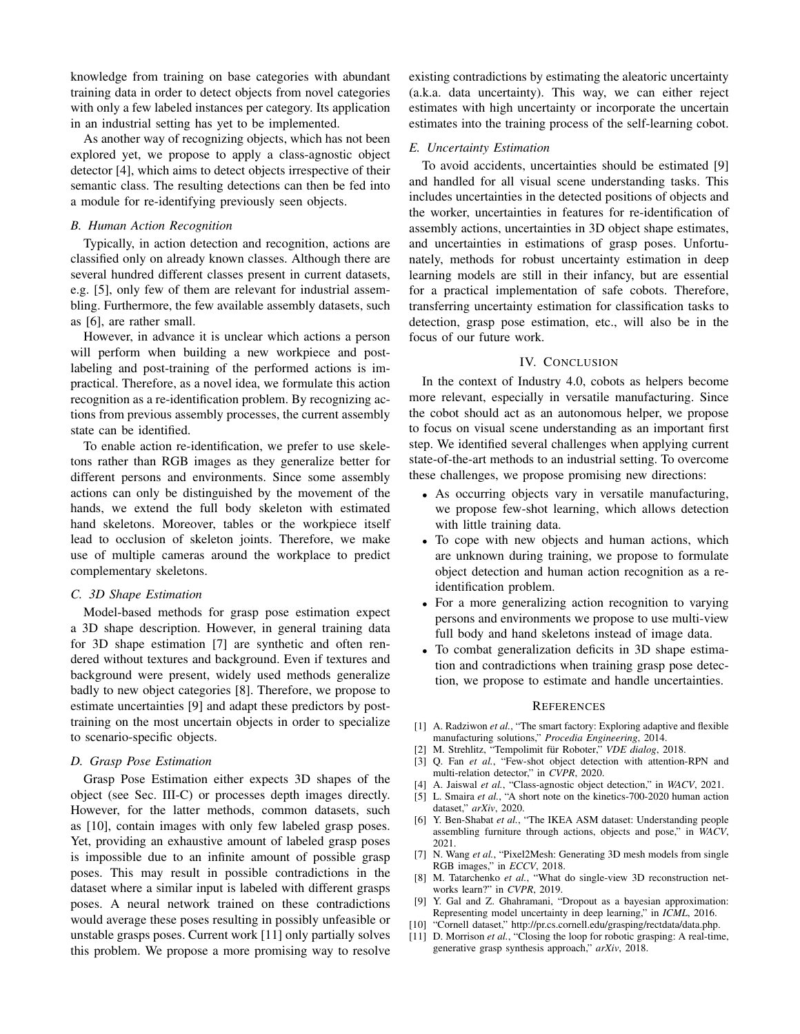knowledge from training on base categories with abundant training data in order to detect objects from novel categories with only a few labeled instances per category. Its application in an industrial setting has yet to be implemented.

As another way of recognizing objects, which has not been explored yet, we propose to apply a class-agnostic object detector [4], which aims to detect objects irrespective of their semantic class. The resulting detections can then be fed into a module for re-identifying previously seen objects.

### *B. Human Action Recognition*

Typically, in action detection and recognition, actions are classified only on already known classes. Although there are several hundred different classes present in current datasets, e.g. [5], only few of them are relevant for industrial assembling. Furthermore, the few available assembly datasets, such as [6], are rather small.

However, in advance it is unclear which actions a person will perform when building a new workpiece and post-labeling and post-training of the performed actions is impractical. Therefore, as a novel idea, we formulate this action recognition as a re-identification problem. By recognizing actions from previous assembly processes, the current assembly state can be identified.

To enable action re-identification, we prefer to use skeletons rather than RGB images as they generalize better for different persons and environments. Since some assembly actions can only be distinguished by the movement of the hands, we extend the full body skeleton with estimated hand skeletons. Moreover, tables or the workpiece itself lead to occlusion of skeleton joints. Therefore, we make use of multiple cameras around the workplace to predict complementary skeletons.

### *C. 3D Shape Estimation*

Model-based methods for grasp pose estimation expect a 3D shape description. However, in general training data for 3D shape estimation [7] are synthetic and often rendered without textures and background. Even if textures and background were present, widely used methods generalize badly to new object categories [8]. Therefore, we propose to estimate uncertainties [9] and adapt these predictors by post-training on the most uncertain objects in order to specialize to scenario-specific objects.

### *D. Grasp Pose Estimation*

Grasp Pose Estimation either expects 3D shapes of the object (see Sec. III-C) or processes depth images directly. However, for the latter methods, common datasets, such as [10], contain images with only few labeled grasp poses. Yet, providing an exhaustive amount of labeled grasp poses is impossible due to an infinite amount of possible grasp poses. This may result in possible contradictions in the dataset where a similar input is labeled with different grasps poses. A neural network trained on these contradictions would average these poses resulting in possibly unfeasible or unstable grasps poses. Current work [11] only partially solves this problem. We propose a more promising way to resolve existing contradictions by estimating the aleatoric uncertainty (a.k.a. data uncertainty). This way, we can either reject estimates with high uncertainty or incorporate the uncertain estimates into the training process of the self-learning cobot.

### *E. Uncertainty Estimation*

To avoid accidents, uncertainties should be estimated [9] and handled for all visual scene understanding tasks. This includes uncertainties in the detected positions of objects and the worker, uncertainties in features for re-identification of assembly actions, uncertainties in 3D object shape estimates, and uncertainties in estimations of grasp poses. Unfortunately, methods for robust uncertainty estimation in deep learning models are still in their infancy, but are essential for a practical implementation of safe cobots. Therefore, transferring uncertainty estimation for classification tasks to detection, grasp pose estimation, etc., will also be in the focus of our future work.

## IV. Conclusion

In the context of Industry 4.0, cobots as helpers become more relevant, especially in versatile manufacturing. Since the cobot should act as an autonomous helper, we propose to focus on visual scene understanding as an important first step. We identified several challenges when applying current state-of-the-art methods to an industrial setting. To overcome these challenges, we propose promising new directions:

- As occurring objects vary in versatile manufacturing, we propose few-shot learning, which allows detection with little training data.
- To cope with new objects and human actions, which are unknown during training, we propose to formulate object detection and human action recognition as a re-identification problem.
- For a more generalizing action recognition to varying persons and environments we propose to use multi-view full body and hand skeletons instead of image data.
- To combat generalization deficits in 3D shape estimation and contradictions when training grasp pose detection, we propose to estimate and handle uncertainties.

## References

[1] A. Radziwon *et al.*, "The smart factory: Exploring adaptive and flexible manufacturing solutions," *Procedia Engineering*, 2014.

[2] M. Strehlitz, "Tempolimit für Roboter," *VDE dialog*, 2018.

[3] Q. Fan *et al.*, "Few-shot object detection with attention-RPN and multi-relation detector," in *CVPR*, 2020.

[4] A. Jaiswal *et al.*, "Class-agnostic object detection," in *WACV*, 2021.

[5] L. Smaira *et al.*, "A short note on the kinetics-700-2020 human action dataset," *arXiv*, 2020.

[6] Y. Ben-Shabat *et al.*, "The IKEA ASM dataset: Understanding people assembling furniture through actions, objects and pose," in *WACV*, 2021.

[7] N. Wang *et al.*, "Pixel2Mesh: Generating 3D mesh models from single RGB images," in *ECCV*, 2018.

[8] M. Tatarchenko *et al.*, "What do single-view 3D reconstruction networks learn?" in *CVPR*, 2019.

[9] Y. Gal and Z. Ghahramani, "Dropout as a bayesian approximation: Representing model uncertainty in deep learning," in *ICML*, 2016.

[10] "Cornell dataset," http://pr.cs.cornell.edu/grasping/rectdata/data.php.

[11] D. Morrison *et al.*, "Closing the loop for robotic grasping: A real-time, generative grasp synthesis approach," *arXiv*, 2018.